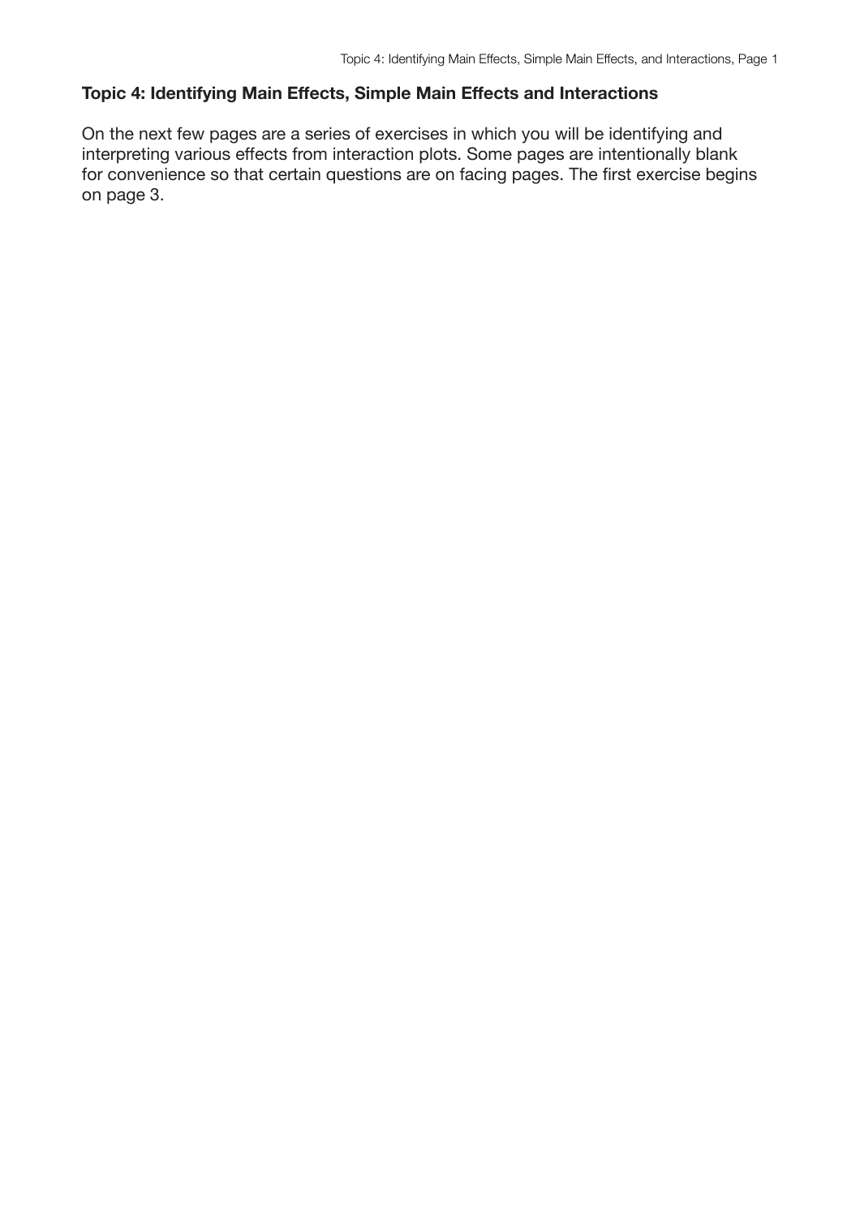## Topic 4: Identifying Main Effects, Simple Main Effects and Interactions

On the next few pages are a series of exercises in which you will be identifying and interpreting various effects from interaction plots. Some pages are intentionally blank for convenience so that certain questions are on facing pages. The first exercise begins on page 3.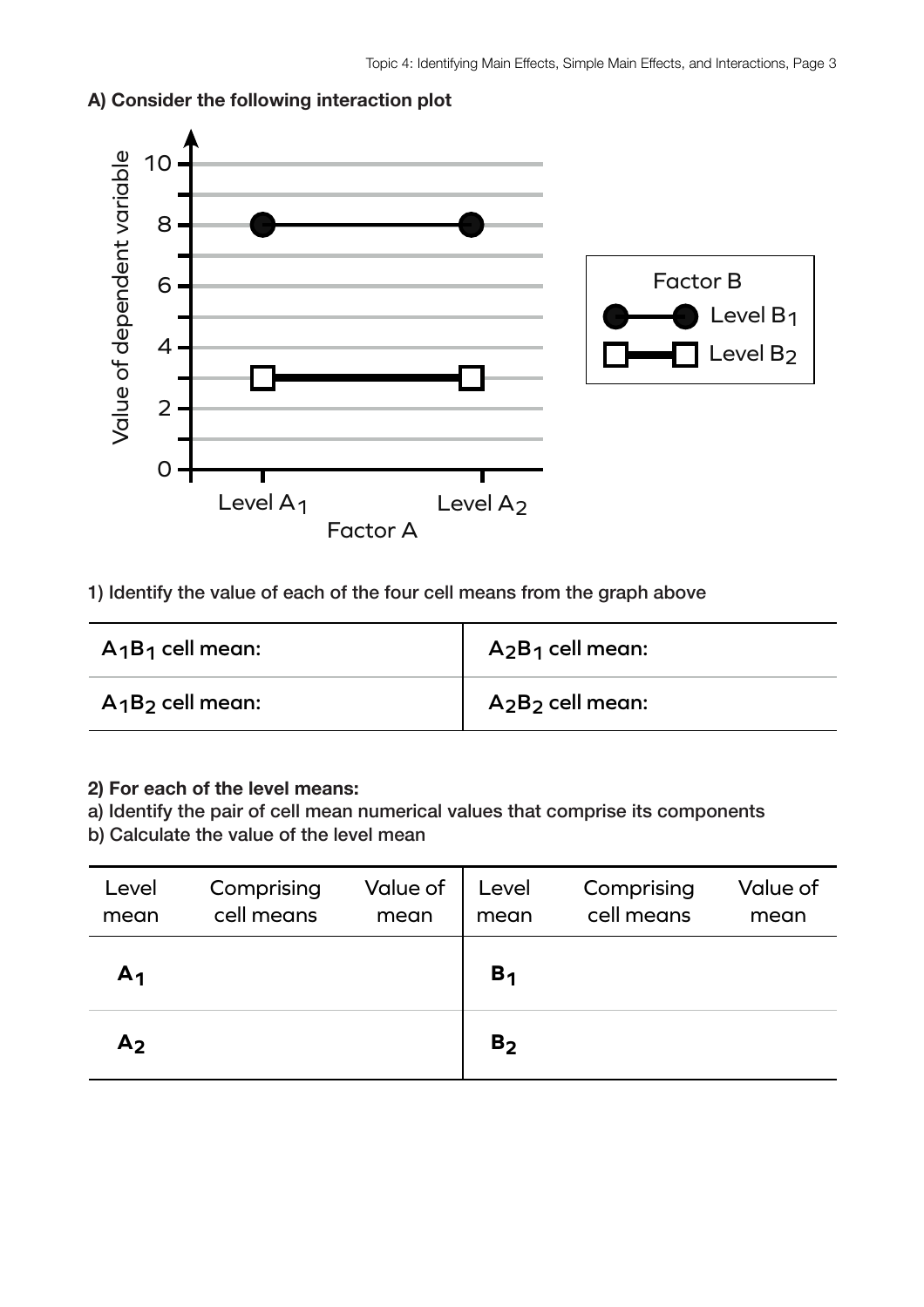**A) Consider the following interaction plot**

**1) Identify the value of each of the four cell means from the graph above**

| $A_1B_1$ cell mean: | $A_2B_1$ cell mean: |
|---|---|
| $A_1B_2$ cell mean: | $A_2B_2$ cell mean: |

**2) For each of the level means:**

a) Identify the pair of cell mean numerical values that comprise its components

b) Calculate the value of the level mean

| Level mean | Comprising cell means | Value of mean | Level mean | Comprising cell means | Value of mean |
|---|---|---|---|---|---|
| $A_1$ | | | $B_1$ | | |
| $A_2$ | | | $B_2$ | | |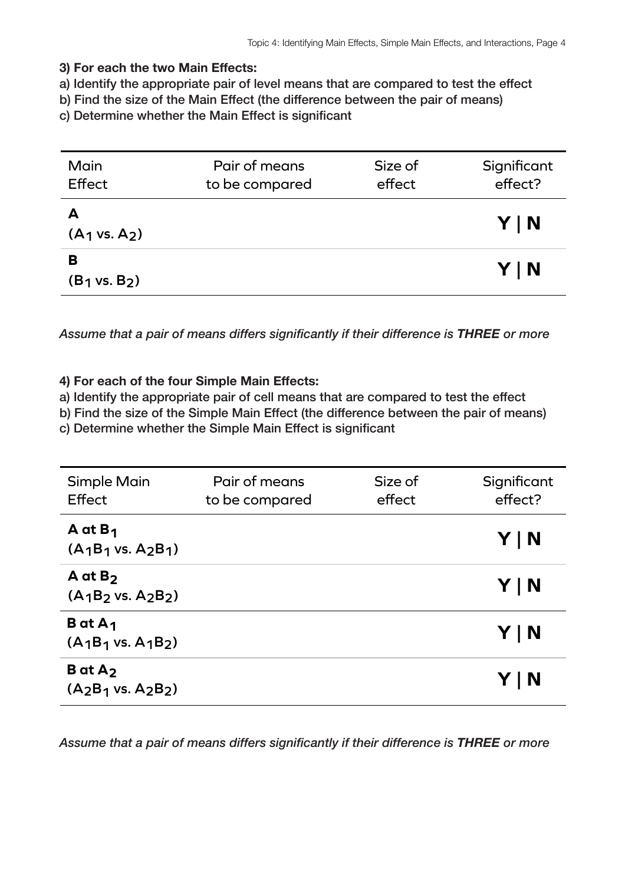**3) For each the two Main Effects:**

a) Identify the appropriate pair of level means that are compared to test the effect

b) Find the size of the Main Effect (the difference between the pair of means)

c) Determine whether the Main Effect is significant

| Main Effect | Pair of means to be compared | Size of effect | Significant effect? |
|---|---|---|---|
| **A** ($A_1$ vs. $A_2$) | | | **Y \| N** |
| **B** ($B_1$ vs. $B_2$) | | | **Y \| N** |

*Assume that a pair of means differs significantly if their difference is **THREE** or more*

**4) For each of the four Simple Main Effects:**

a) Identify the appropriate pair of cell means that are compared to test the effect

b) Find the size of the Simple Main Effect (the difference between the pair of means)

c) Determine whether the Simple Main Effect is significant

| Simple Main Effect | Pair of means to be compared | Size of effect | Significant effect? |
|---|---|---|---|
| **A at $B_1$** ($A_1B_1$ vs. $A_2B_1$) | | | **Y \| N** |
| **A at $B_2$** ($A_1B_2$ vs. $A_2B_2$) | | | **Y \| N** |
| **B at $A_1$** ($A_1B_1$ vs. $A_1B_2$) | | | **Y \| N** |
| **B at $A_2$** ($A_2B_1$ vs. $A_2B_2$) | | | **Y \| N** |

*Assume that a pair of means differs significantly if their difference is **THREE** or more*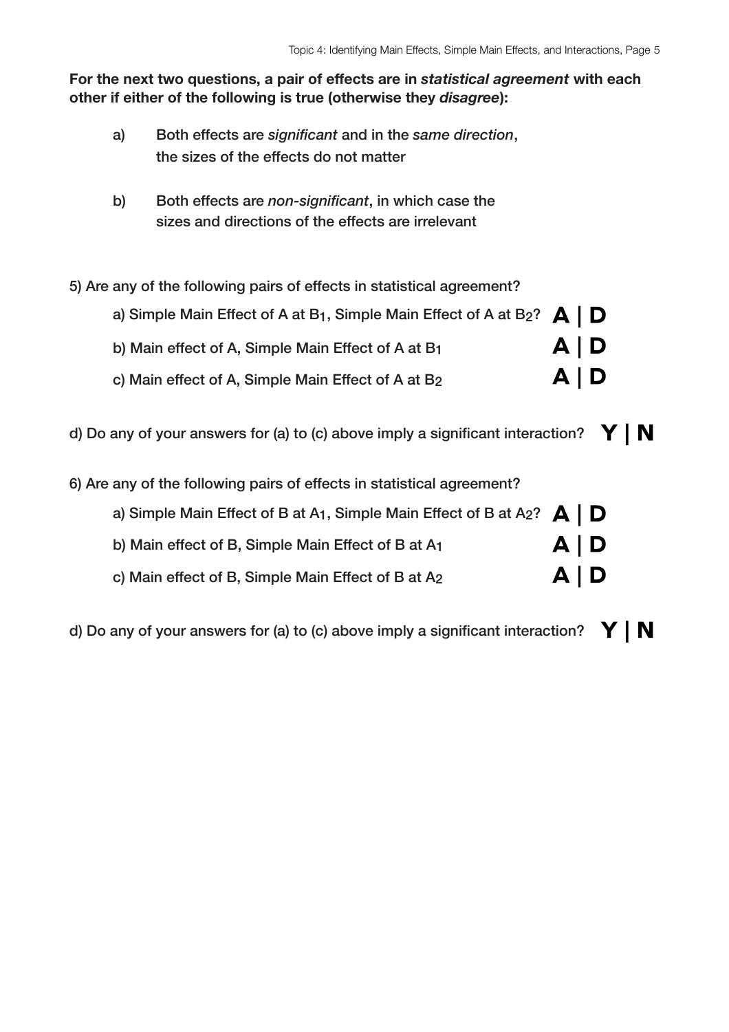**For the next two questions, a pair of effects are in *statistical agreement* with each other if either of the following is true (otherwise they *disagree*):**

a) Both effects are *significant* and in the *same direction*, the sizes of the effects do not matter

b) Both effects are *non-significant*, in which case the sizes and directions of the effects are irrelevant

5) Are any of the following pairs of effects in statistical agreement?

a) Simple Main Effect of A at $B_1$, Simple Main Effect of A at $B_2$? **A | D**

b) Main effect of A, Simple Main Effect of A at $B_1$ **A | D**

c) Main effect of A, Simple Main Effect of A at $B_2$ **A | D**

d) Do any of your answers for (a) to (c) above imply a significant interaction? **Y | N**

6) Are any of the following pairs of effects in statistical agreement?

a) Simple Main Effect of B at $A_1$, Simple Main Effect of B at $A_2$? **A | D**

b) Main effect of B, Simple Main Effect of B at $A_1$ **A | D**

c) Main effect of B, Simple Main Effect of B at $A_2$ **A | D**

d) Do any of your answers for (a) to (c) above imply a significant interaction? **Y | N**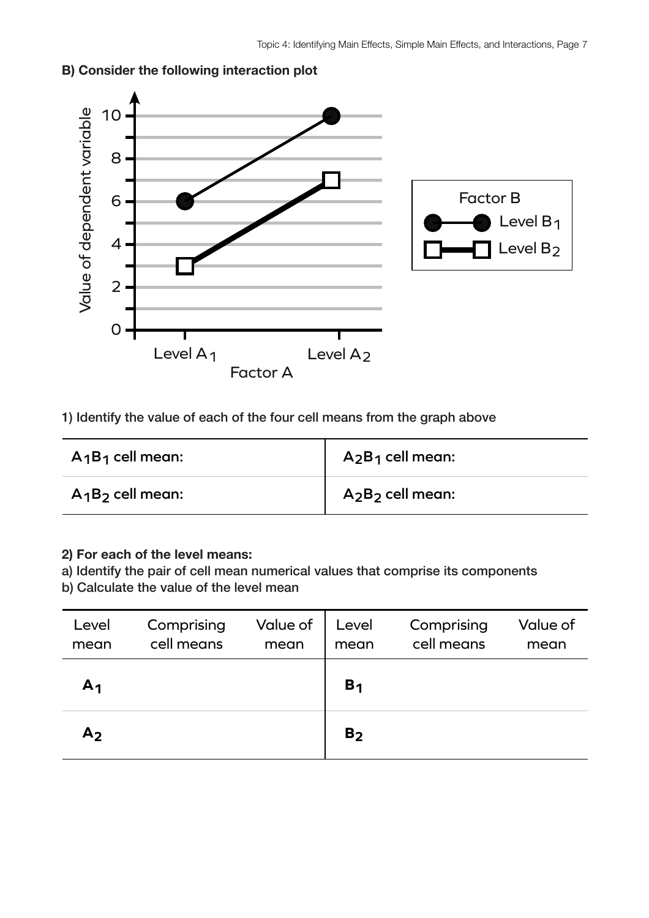**B) Consider the following interaction plot**

**1) Identify the value of each of the four cell means from the graph above**

| $A_1B_1$ cell mean: | $A_2B_1$ cell mean: |
|---|---|
| $A_1B_2$ cell mean: | $A_2B_2$ cell mean: |

**2) For each of the level means:**
**a) Identify the pair of cell mean numerical values that comprise its components**
**b) Calculate the value of the level mean**

| Level mean | Comprising cell means | Value of mean | Level mean | Comprising cell means | Value of mean |
|---|---|---|---|---|---|
| $A_1$ | | | $B_1$ | | |
| $A_2$ | | | $B_2$ | | |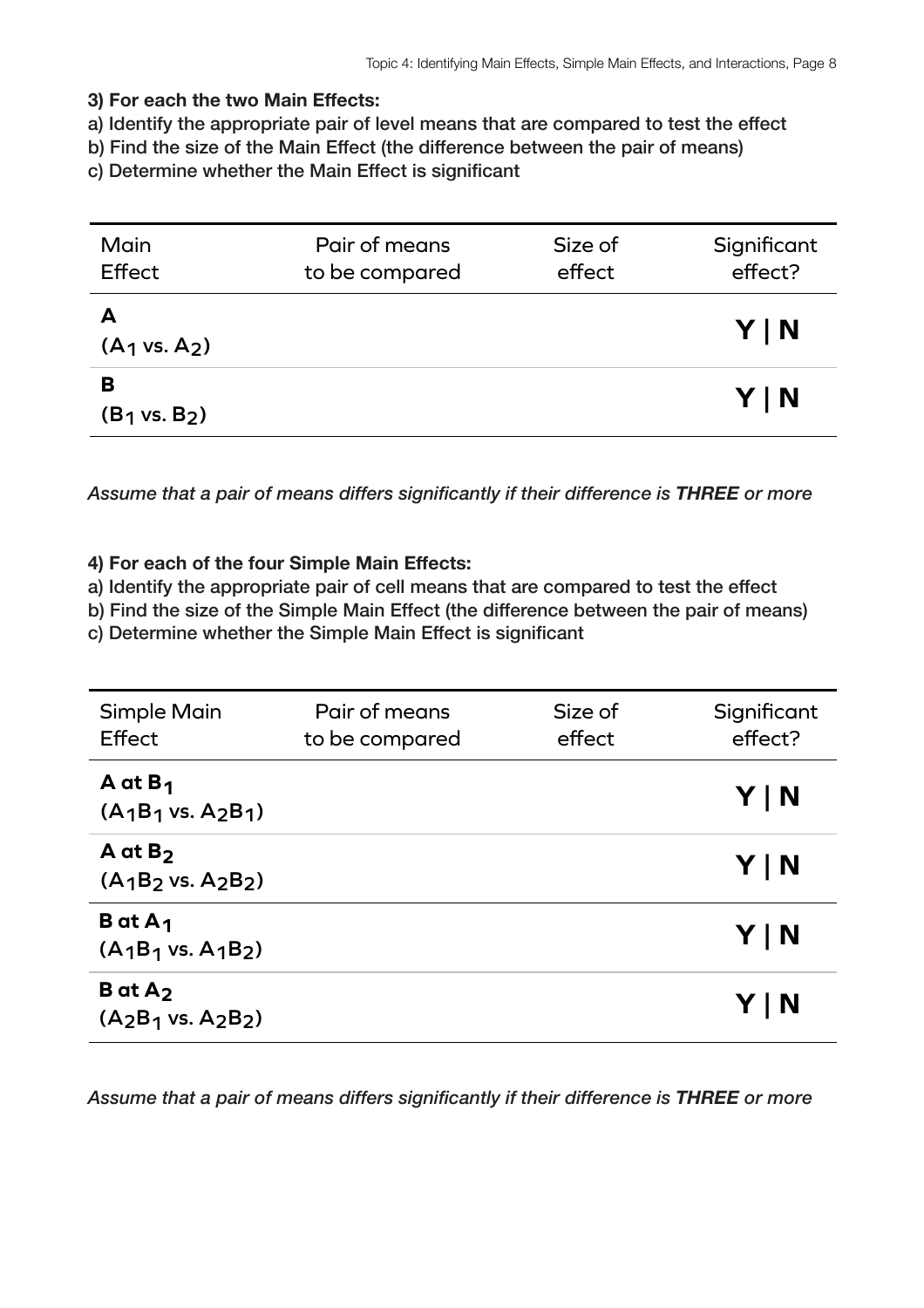**3) For each the two Main Effects:**

a) Identify the appropriate pair of level means that are compared to test the effect

b) Find the size of the Main Effect (the difference between the pair of means)

c) Determine whether the Main Effect is significant

| Main Effect | Pair of means to be compared | Size of effect | Significant effect? |
|---|---|---|---|
| **A** ($A_1$ vs. $A_2$) | | | **Y \| N** |
| **B** ($B_1$ vs. $B_2$) | | | **Y \| N** |

*Assume that a pair of means differs significantly if their difference is **THREE** or more*

**4) For each of the four Simple Main Effects:**

a) Identify the appropriate pair of cell means that are compared to test the effect

b) Find the size of the Simple Main Effect (the difference between the pair of means)

c) Determine whether the Simple Main Effect is significant

| Simple Main Effect | Pair of means to be compared | Size of effect | Significant effect? |
|---|---|---|---|
| **A at $B_1$** ($A_1B_1$ vs. $A_2B_1$) | | | **Y \| N** |
| **A at $B_2$** ($A_1B_2$ vs. $A_2B_2$) | | | **Y \| N** |
| **B at $A_1$** ($A_1B_1$ vs. $A_1B_2$) | | | **Y \| N** |
| **B at $A_2$** ($A_2B_1$ vs. $A_2B_2$) | | | **Y \| N** |

*Assume that a pair of means differs significantly if their difference is **THREE** or more*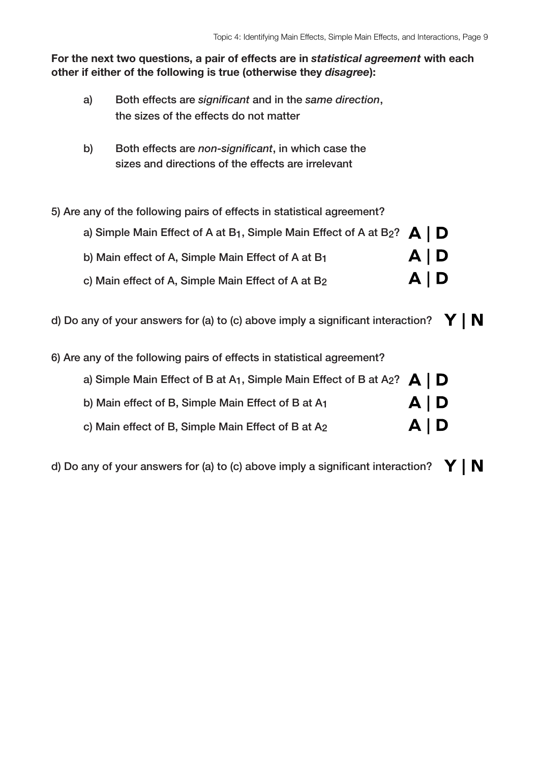**For the next two questions, a pair of effects are in *statistical agreement* with each other if either of the following is true (otherwise they *disagree*):**

a) Both effects are *significant* and in the *same direction*, the sizes of the effects do not matter

b) Both effects are *non-significant*, in which case the sizes and directions of the effects are irrelevant

5) Are any of the following pairs of effects in statistical agreement?

a) Simple Main Effect of A at $B_1$, Simple Main Effect of A at $B_2$? **A | D**

b) Main effect of A, Simple Main Effect of A at $B_1$ **A | D**

c) Main effect of A, Simple Main Effect of A at $B_2$ **A | D**

d) Do any of your answers for (a) to (c) above imply a significant interaction? **Y | N**

6) Are any of the following pairs of effects in statistical agreement?

a) Simple Main Effect of B at $A_1$, Simple Main Effect of B at $A_2$? **A | D**

b) Main effect of B, Simple Main Effect of B at $A_1$ **A | D**

c) Main effect of B, Simple Main Effect of B at $A_2$ **A | D**

d) Do any of your answers for (a) to (c) above imply a significant interaction? **Y | N**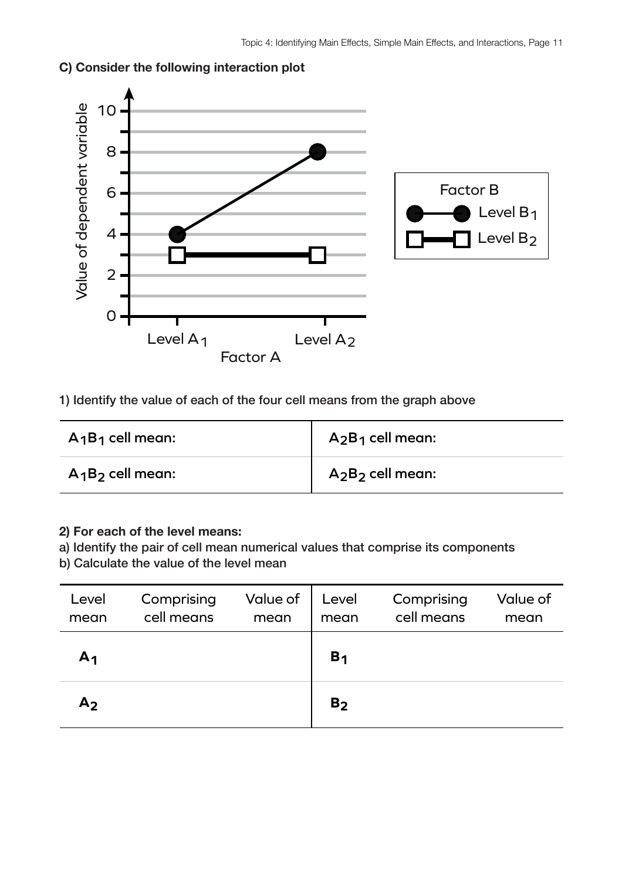**C) Consider the following interaction plot**

**1) Identify the value of each of the four cell means from the graph above**

| $A_1B_1$ cell mean: | $A_2B_1$ cell mean: |
|---|---|
| $A_1B_2$ cell mean: | $A_2B_2$ cell mean: |

**2) For each of the level means:**

a) Identify the pair of cell mean numerical values that comprise its components

b) Calculate the value of the level mean

| Level mean | Comprising cell means | Value of mean | Level mean | Comprising cell means | Value of mean |
|---|---|---|---|---|---|
| $A_1$ | | | $B_1$ | | |
| $A_2$ | | | $B_2$ | | |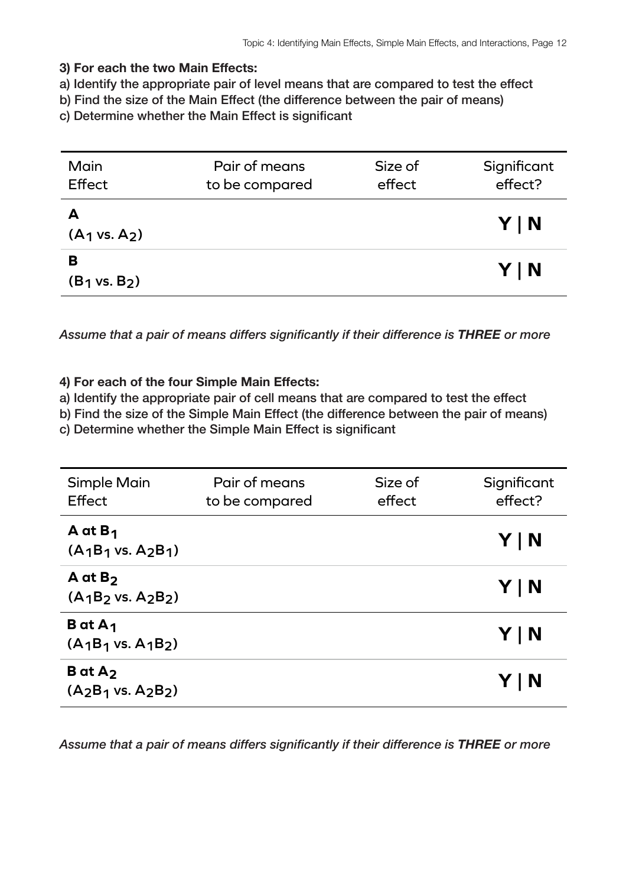**3) For each the two Main Effects:**

a) Identify the appropriate pair of level means that are compared to test the effect

b) Find the size of the Main Effect (the difference between the pair of means)

c) Determine whether the Main Effect is significant

| Main Effect | Pair of means to be compared | Size of effect | Significant effect? |
|---|---|---|---|
| **A** ($A_1$ vs. $A_2$) | | | **Y \| N** |
| **B** ($B_1$ vs. $B_2$) | | | **Y \| N** |

*Assume that a pair of means differs significantly if their difference is **THREE** or more*

**4) For each of the four Simple Main Effects:**

a) Identify the appropriate pair of cell means that are compared to test the effect

b) Find the size of the Simple Main Effect (the difference between the pair of means)

c) Determine whether the Simple Main Effect is significant

| Simple Main Effect | Pair of means to be compared | Size of effect | Significant effect? |
|---|---|---|---|
| **A at $B_1$** ($A_1B_1$ vs. $A_2B_1$) | | | **Y \| N** |
| **A at $B_2$** ($A_1B_2$ vs. $A_2B_2$) | | | **Y \| N** |
| **B at $A_1$** ($A_1B_1$ vs. $A_1B_2$) | | | **Y \| N** |
| **B at $A_2$** ($A_2B_1$ vs. $A_2B_2$) | | | **Y \| N** |

*Assume that a pair of means differs significantly if their difference is **THREE** or more*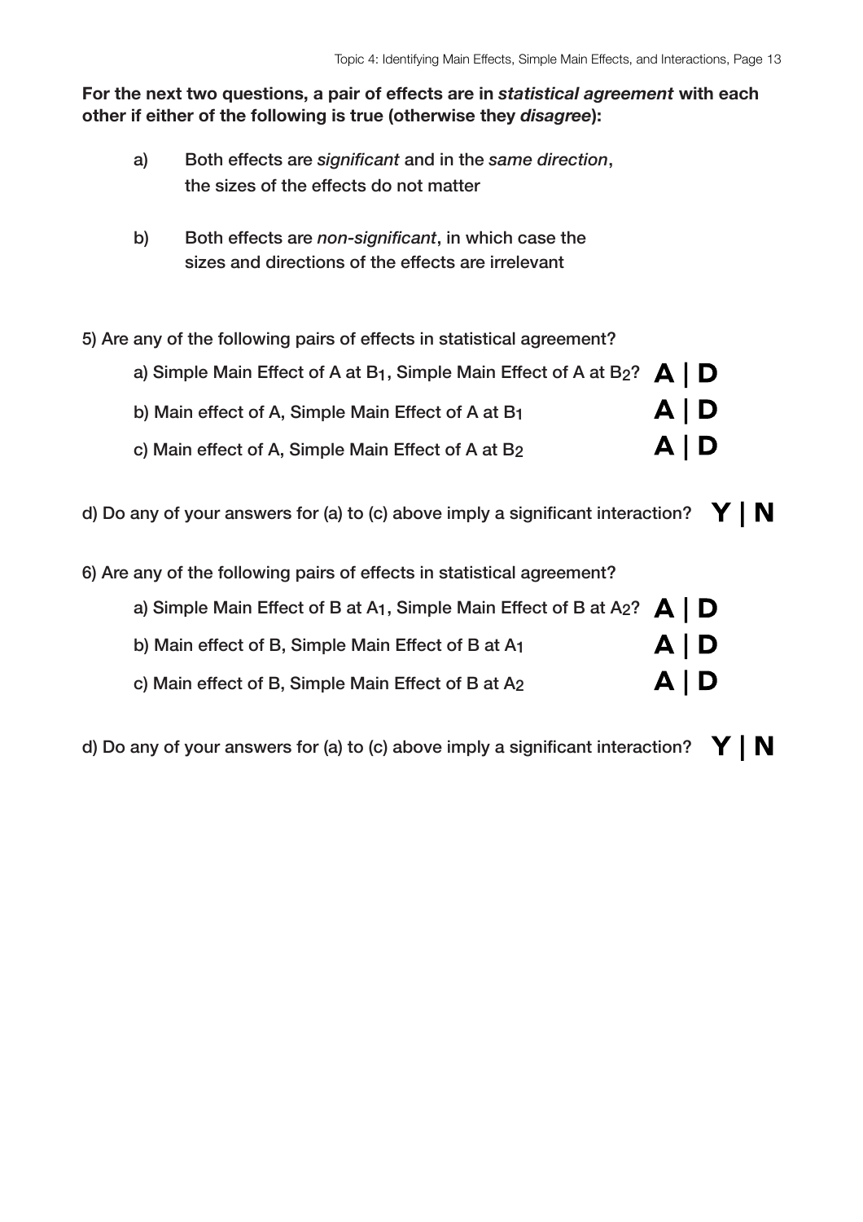**For the next two questions, a pair of effects are in *statistical agreement* with each other if either of the following is true (otherwise they *disagree*):**

a) Both effects are *significant* and in the *same direction*, the sizes of the effects do not matter

b) Both effects are *non-significant*, in which case the sizes and directions of the effects are irrelevant

5) Are any of the following pairs of effects in statistical agreement?

a) Simple Main Effect of A at $B_1$, Simple Main Effect of A at $B_2$? **A | D**

b) Main effect of A, Simple Main Effect of A at $B_1$ **A | D**

c) Main effect of A, Simple Main Effect of A at $B_2$ **A | D**

d) Do any of your answers for (a) to (c) above imply a significant interaction? **Y | N**

6) Are any of the following pairs of effects in statistical agreement?

a) Simple Main Effect of B at $A_1$, Simple Main Effect of B at $A_2$? **A | D**

b) Main effect of B, Simple Main Effect of B at $A_1$ **A | D**

c) Main effect of B, Simple Main Effect of B at $A_2$ **A | D**

d) Do any of your answers for (a) to (c) above imply a significant interaction? **Y | N**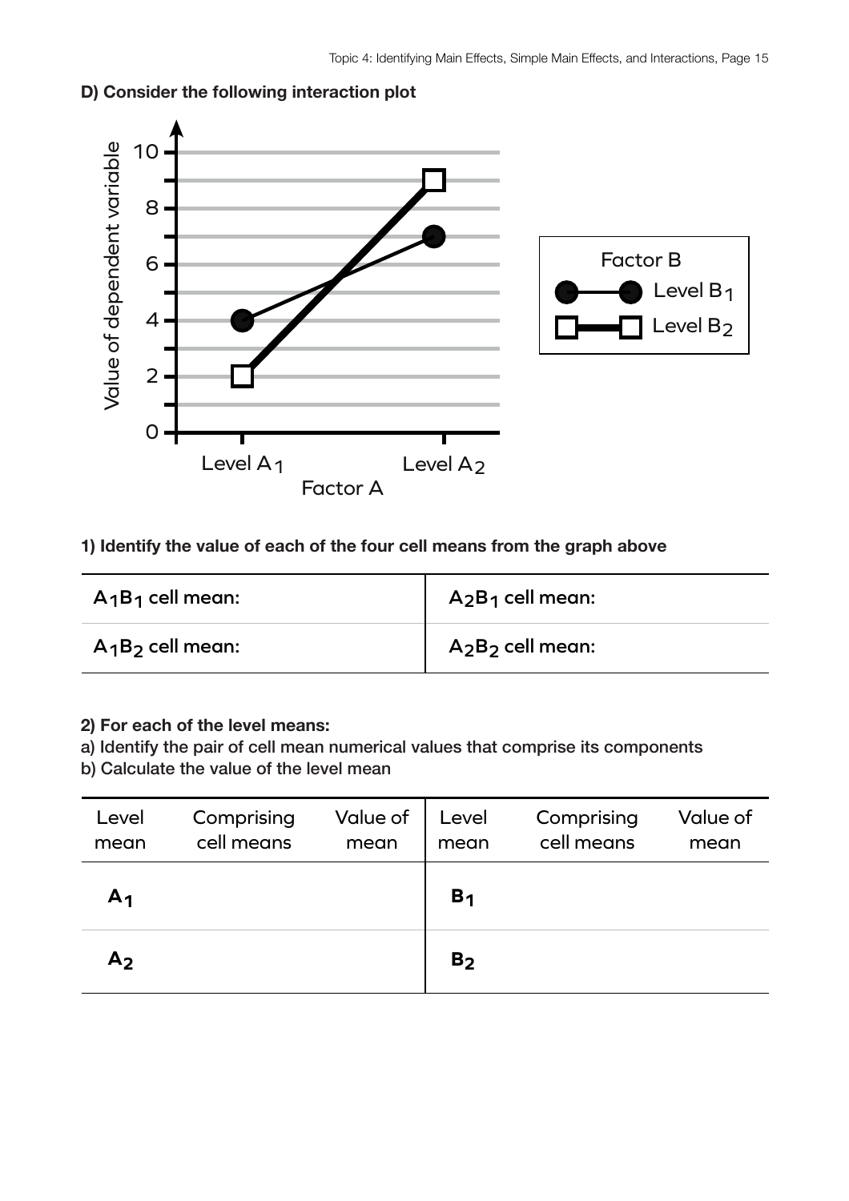**D) Consider the following interaction plot**

**1) Identify the value of each of the four cell means from the graph above**

| $A_1B_1$ cell mean: | $A_2B_1$ cell mean: |
|---|---|
| $A_1B_2$ cell mean: | $A_2B_2$ cell mean: |

**2) For each of the level means:**
a) Identify the pair of cell mean numerical values that comprise its components
b) Calculate the value of the level mean

| Level mean | Comprising cell means | Value of mean | Level mean | Comprising cell means | Value of mean |
|---|---|---|---|---|---|
| $A_1$ | | | $B_1$ | | |
| $A_2$ | | | $B_2$ | | |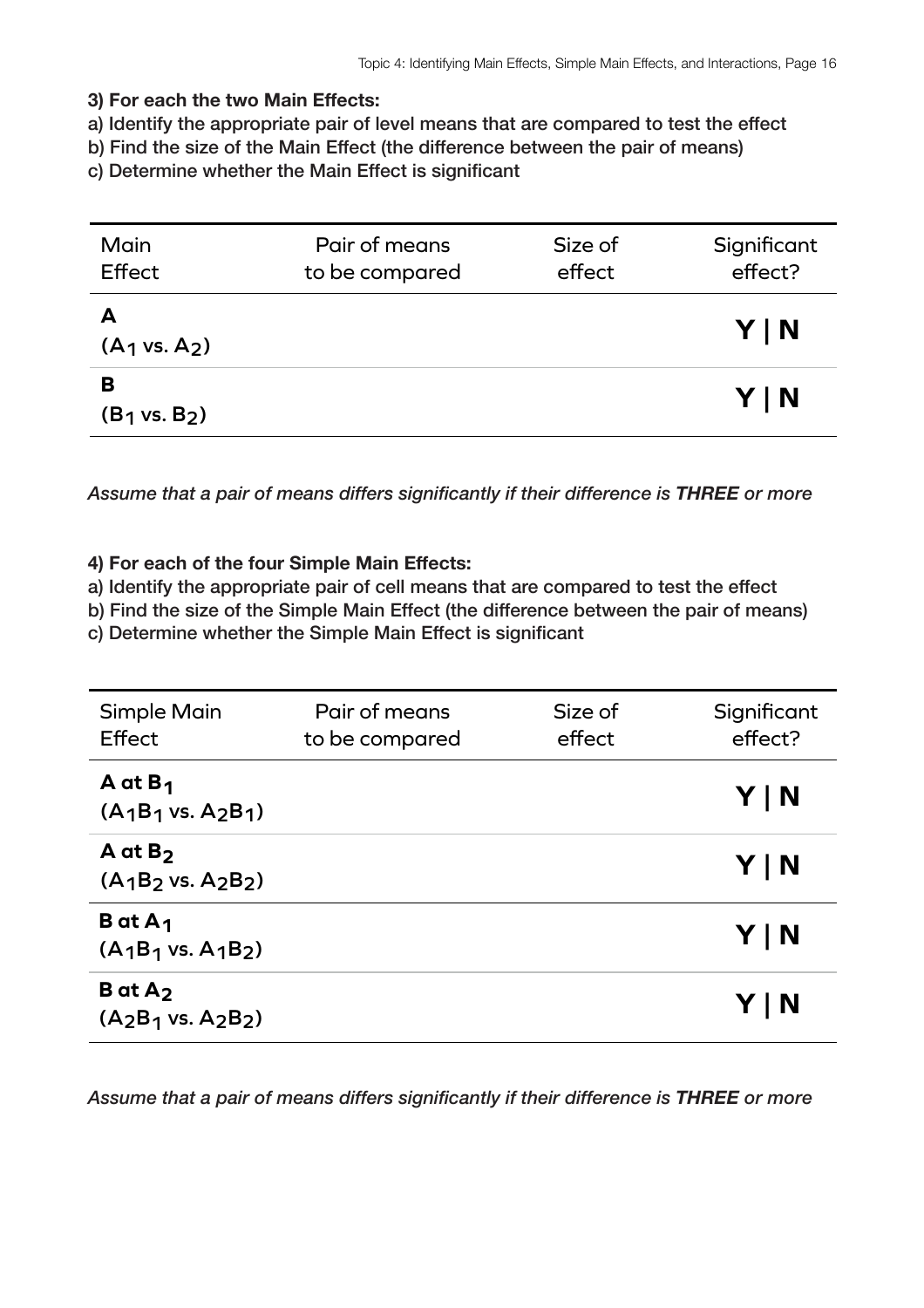**3) For each the two Main Effects:**

**a) Identify the appropriate pair of level means that are compared to test the effect**

**b) Find the size of the Main Effect (the difference between the pair of means)**

**c) Determine whether the Main Effect is significant**

| Main Effect | Pair of means to be compared | Size of effect | Significant effect? |
|---|---|---|---|
| **A** ($A_1$ vs. $A_2$) | | | **Y \| N** |
| **B** ($B_1$ vs. $B_2$) | | | **Y \| N** |

*Assume that a pair of means differs significantly if their difference is **THREE** or more*

**4) For each of the four Simple Main Effects:**

**a) Identify the appropriate pair of cell means that are compared to test the effect**

**b) Find the size of the Simple Main Effect (the difference between the pair of means)**

**c) Determine whether the Simple Main Effect is significant**

| Simple Main Effect | Pair of means to be compared | Size of effect | Significant effect? |
|---|---|---|---|
| **A at $B_1$** ($A_1B_1$ vs. $A_2B_1$) | | | **Y \| N** |
| **A at $B_2$** ($A_1B_2$ vs. $A_2B_2$) | | | **Y \| N** |
| **B at $A_1$** ($A_1B_1$ vs. $A_1B_2$) | | | **Y \| N** |
| **B at $A_2$** ($A_2B_1$ vs. $A_2B_2$) | | | **Y \| N** |

*Assume that a pair of means differs significantly if their difference is **THREE** or more*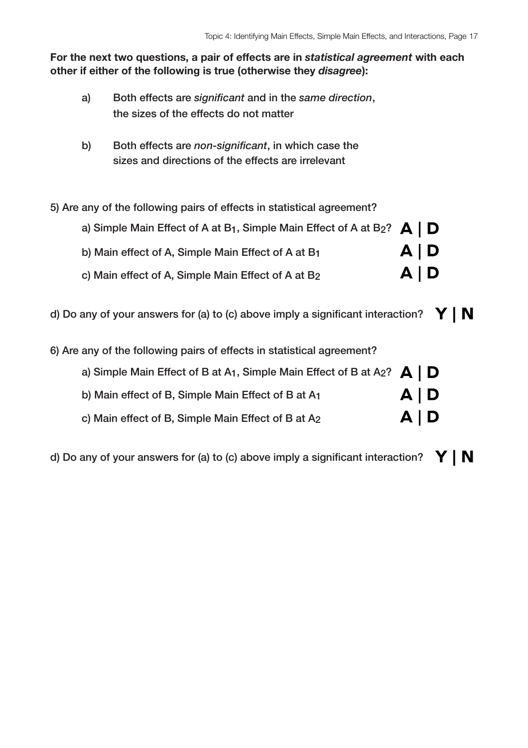**For the next two questions, a pair of effects are in *statistical agreement* with each other if either of the following is true (otherwise they *disagree*):**

a) Both effects are *significant* and in the *same direction*, the sizes of the effects do not matter

b) Both effects are *non-significant*, in which case the sizes and directions of the effects are irrelevant

5) Are any of the following pairs of effects in statistical agreement?

a) Simple Main Effect of A at $B_1$, Simple Main Effect of A at $B_2$? **A | D**

b) Main effect of A, Simple Main Effect of A at $B_1$ **A | D**

c) Main effect of A, Simple Main Effect of A at $B_2$ **A | D**

d) Do any of your answers for (a) to (c) above imply a significant interaction? **Y | N**

6) Are any of the following pairs of effects in statistical agreement?

a) Simple Main Effect of B at $A_1$, Simple Main Effect of B at $A_2$? **A | D**

b) Main effect of B, Simple Main Effect of B at $A_1$ **A | D**

c) Main effect of B, Simple Main Effect of B at $A_2$ **A | D**

d) Do any of your answers for (a) to (c) above imply a significant interaction? **Y | N**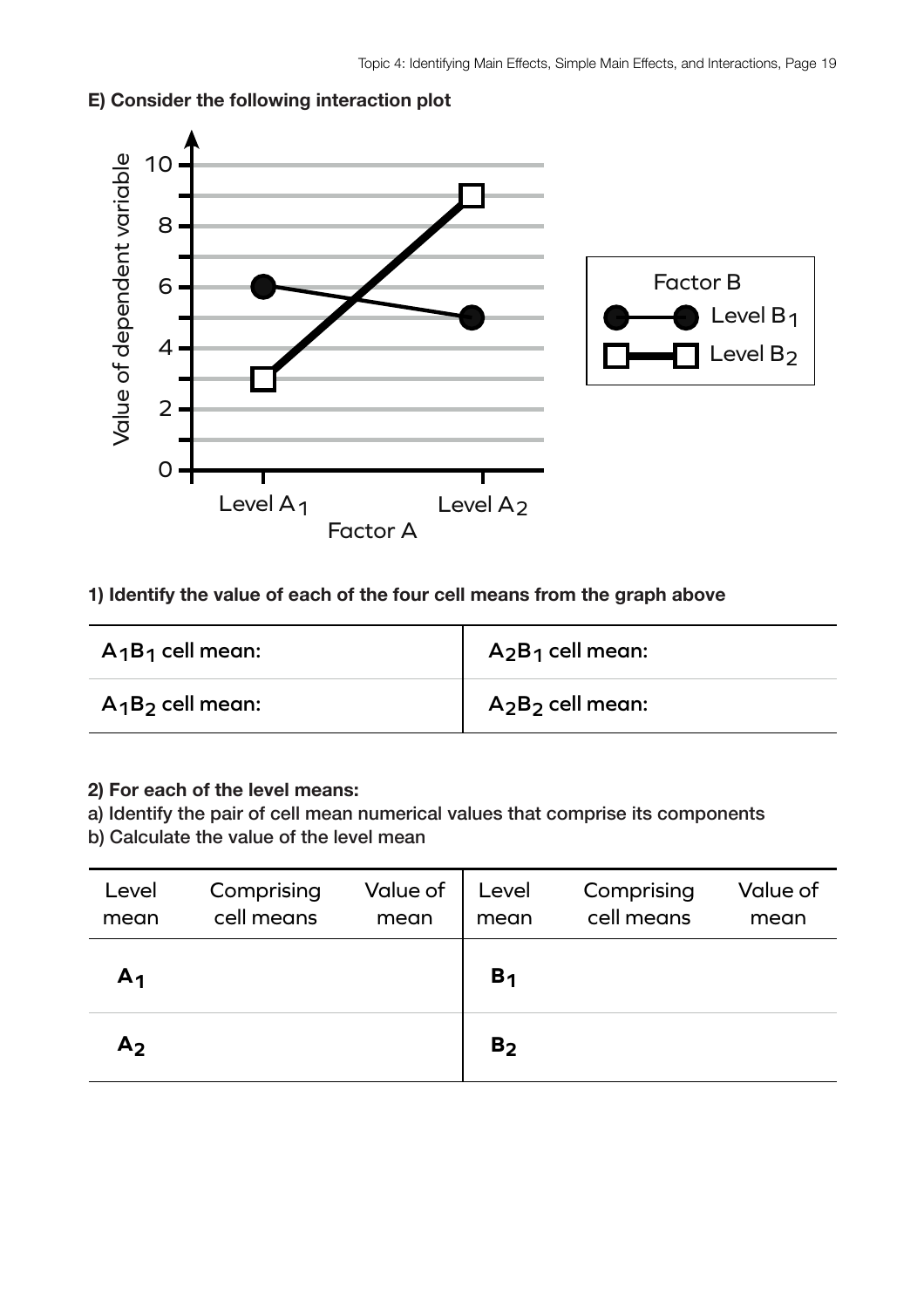**E) Consider the following interaction plot**

**1) Identify the value of each of the four cell means from the graph above**

| $A_1B_1$ cell mean: | $A_2B_1$ cell mean: |
|---|---|
| $A_1B_2$ cell mean: | $A_2B_2$ cell mean: |

**2) For each of the level means:**

a) Identify the pair of cell mean numerical values that comprise its components

b) Calculate the value of the level mean

| Level mean | Comprising cell means | Value of mean | Level mean | Comprising cell means | Value of mean |
|---|---|---|---|---|---|
| $A_1$ | | | $B_1$ | | |
| $A_2$ | | | $B_2$ | | |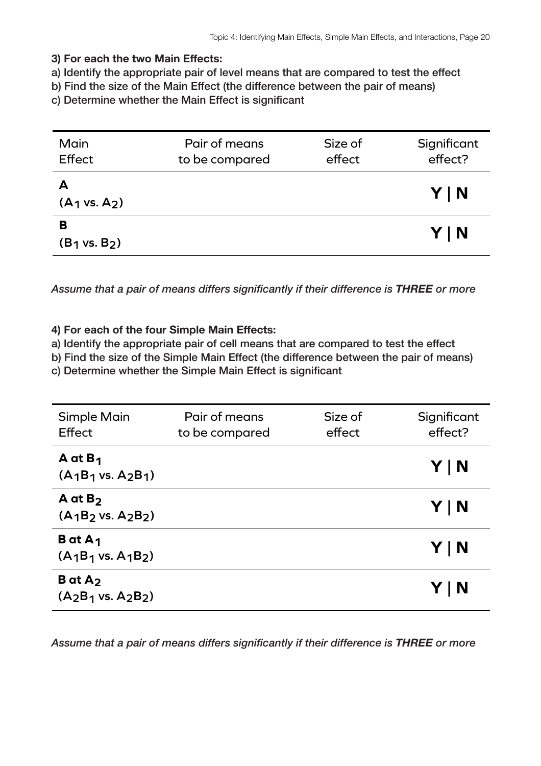**3) For each the two Main Effects:**

a) Identify the appropriate pair of level means that are compared to test the effect
b) Find the size of the Main Effect (the difference between the pair of means)
c) Determine whether the Main Effect is significant

| Main Effect | Pair of means to be compared | Size of effect | Significant effect? |
|---|---|---|---|
| **A** ($A_1$ vs. $A_2$) | | | **Y \| N** |
| **B** ($B_1$ vs. $B_2$) | | | **Y \| N** |

*Assume that a pair of means differs significantly if their difference is **THREE** or more*

**4) For each of the four Simple Main Effects:**

a) Identify the appropriate pair of cell means that are compared to test the effect
b) Find the size of the Simple Main Effect (the difference between the pair of means)
c) Determine whether the Simple Main Effect is significant

| Simple Main Effect | Pair of means to be compared | Size of effect | Significant effect? |
|---|---|---|---|
| **A at $B_1$** ($A_1B_1$ vs. $A_2B_1$) | | | **Y \| N** |
| **A at $B_2$** ($A_1B_2$ vs. $A_2B_2$) | | | **Y \| N** |
| **B at $A_1$** ($A_1B_1$ vs. $A_1B_2$) | | | **Y \| N** |
| **B at $A_2$** ($A_2B_1$ vs. $A_2B_2$) | | | **Y \| N** |

*Assume that a pair of means differs significantly if their difference is **THREE** or more*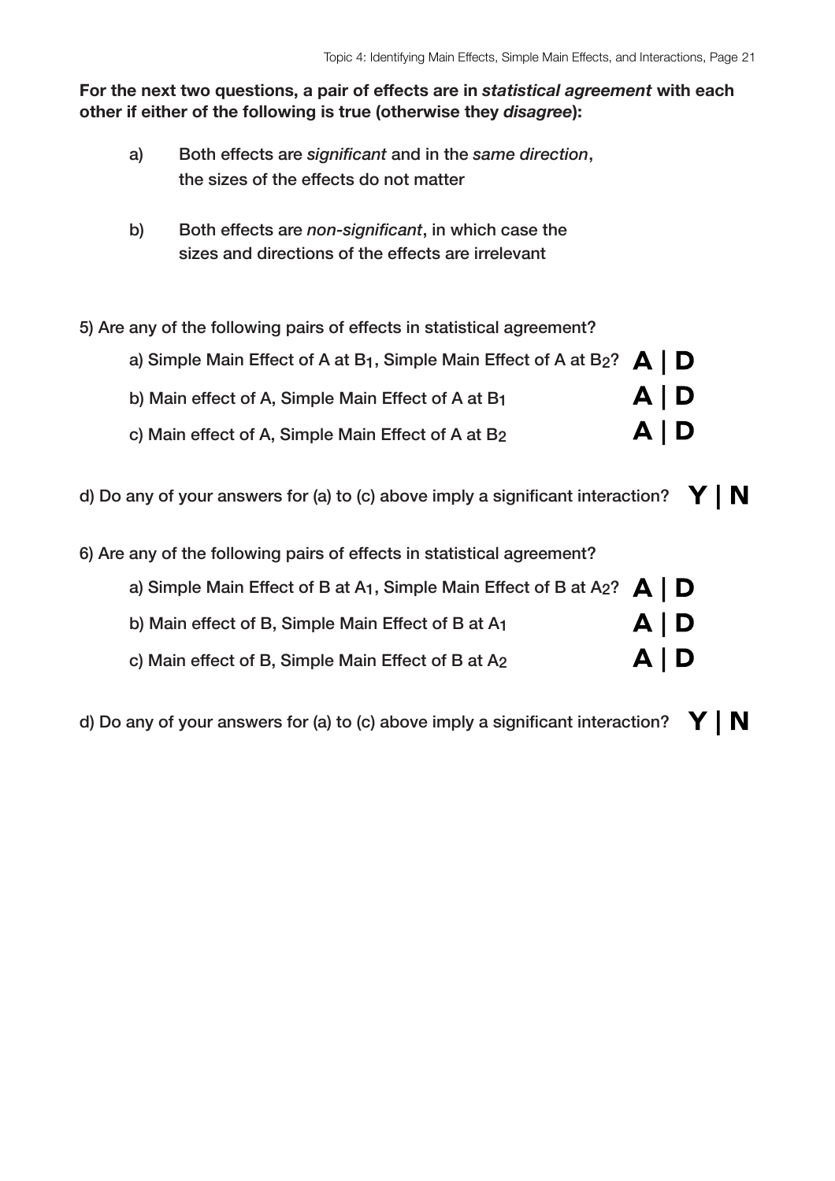**For the next two questions, a pair of effects are in *statistical agreement* with each other if either of the following is true (otherwise they *disagree*):**

a) Both effects are *significant* and in the *same direction*, the sizes of the effects do not matter

b) Both effects are *non-significant*, in which case the sizes and directions of the effects are irrelevant

5) Are any of the following pairs of effects in statistical agreement?

a) Simple Main Effect of A at $B_1$, Simple Main Effect of A at $B_2$? **A | D**

b) Main effect of A, Simple Main Effect of A at $B_1$ **A | D**

c) Main effect of A, Simple Main Effect of A at $B_2$ **A | D**

d) Do any of your answers for (a) to (c) above imply a significant interaction? **Y | N**

6) Are any of the following pairs of effects in statistical agreement?

a) Simple Main Effect of B at $A_1$, Simple Main Effect of B at $A_2$? **A | D**

b) Main effect of B, Simple Main Effect of B at $A_1$ **A | D**

c) Main effect of B, Simple Main Effect of B at $A_2$ **A | D**

d) Do any of your answers for (a) to (c) above imply a significant interaction? **Y | N**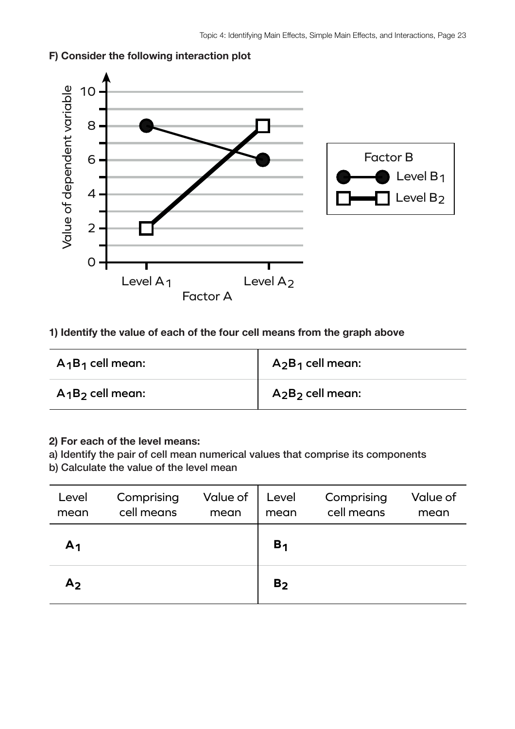**F) Consider the following interaction plot**

**1) Identify the value of each of the four cell means from the graph above**

| $A_1B_1$ cell mean: | $A_2B_1$ cell mean: |
|---|---|
| $A_1B_2$ cell mean: | $A_2B_2$ cell mean: |

**2) For each of the level means:**

a) Identify the pair of cell mean numerical values that comprise its components

b) Calculate the value of the level mean

| Level mean | Comprising cell means | Value of mean | Level mean | Comprising cell means | Value of mean |
|---|---|---|---|---|---|
| $A_1$ | | | $B_1$ | | |
| $A_2$ | | | $B_2$ | | |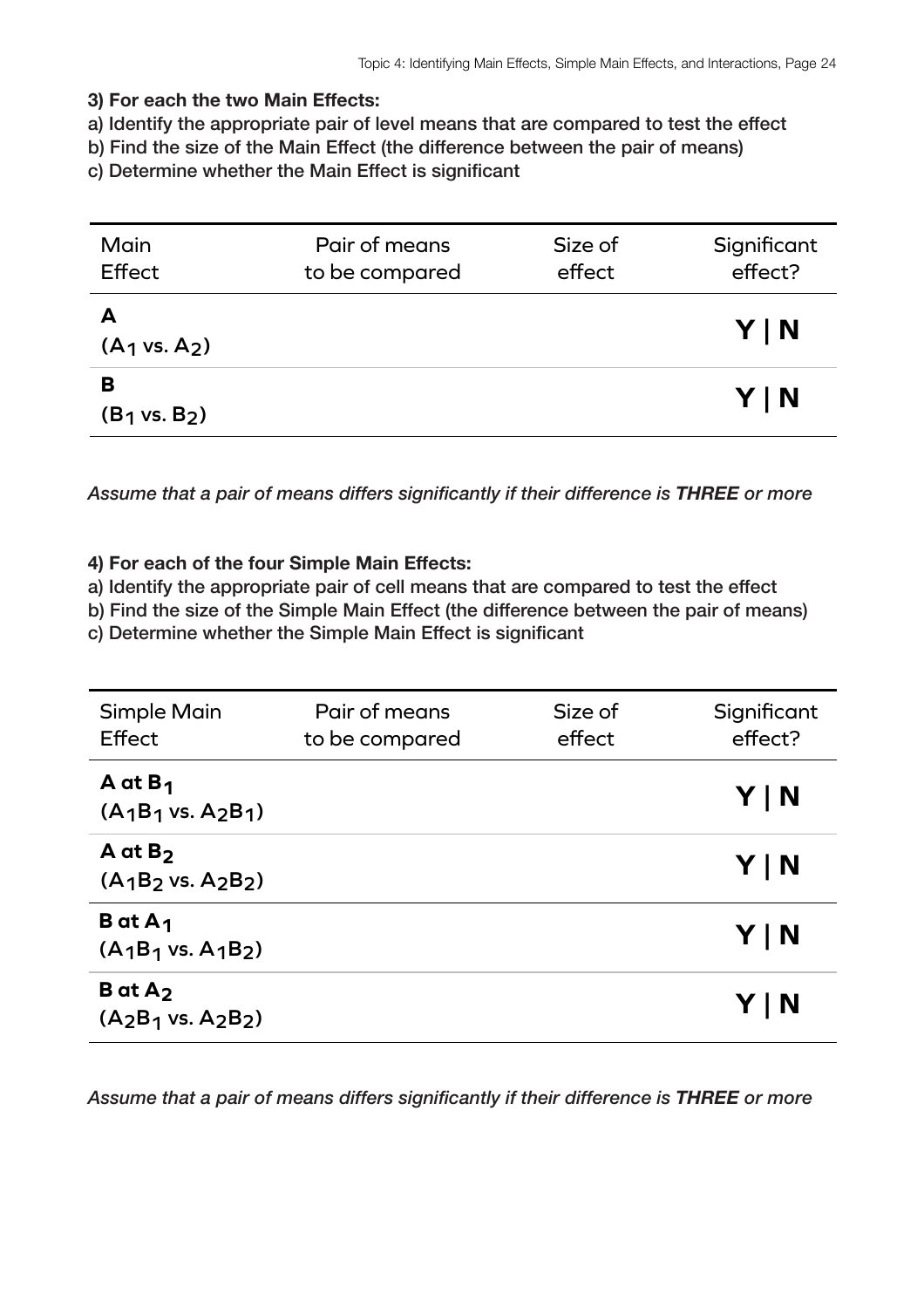**3) For each the two Main Effects:**

a) Identify the appropriate pair of level means that are compared to test the effect

b) Find the size of the Main Effect (the difference between the pair of means)

c) Determine whether the Main Effect is significant

| Main Effect | Pair of means to be compared | Size of effect | Significant effect? |
|---|---|---|---|
| **A** ($A_1$ vs. $A_2$) | | | **Y \| N** |
| **B** ($B_1$ vs. $B_2$) | | | **Y \| N** |

*Assume that a pair of means differs significantly if their difference is **THREE** or more*

**4) For each of the four Simple Main Effects:**

a) Identify the appropriate pair of cell means that are compared to test the effect

b) Find the size of the Simple Main Effect (the difference between the pair of means)

c) Determine whether the Simple Main Effect is significant

| Simple Main Effect | Pair of means to be compared | Size of effect | Significant effect? |
|---|---|---|---|
| **A at $B_1$** ($A_1B_1$ vs. $A_2B_1$) | | | **Y \| N** |
| **A at $B_2$** ($A_1B_2$ vs. $A_2B_2$) | | | **Y \| N** |
| **B at $A_1$** ($A_1B_1$ vs. $A_1B_2$) | | | **Y \| N** |
| **B at $A_2$** ($A_2B_1$ vs. $A_2B_2$) | | | **Y \| N** |

*Assume that a pair of means differs significantly if their difference is **THREE** or more*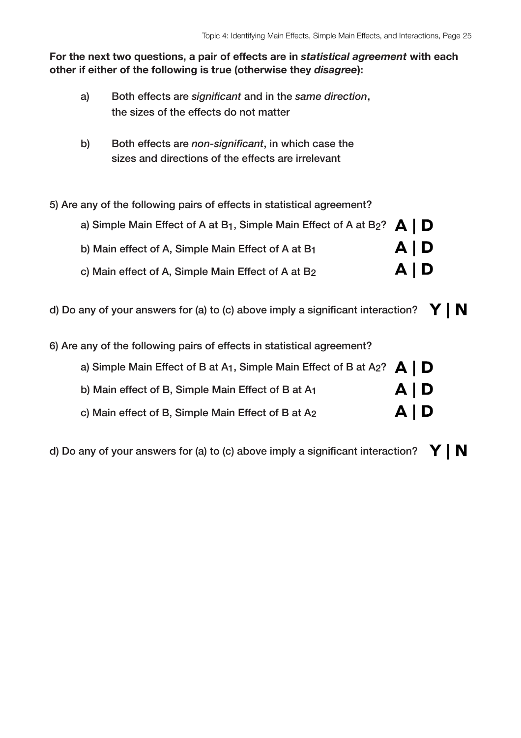**For the next two questions, a pair of effects are in *statistical agreement* with each other if either of the following is true (otherwise they *disagree*):**

a) Both effects are *significant* and in the *same direction*, the sizes of the effects do not matter

b) Both effects are *non-significant*, in which case the sizes and directions of the effects are irrelevant

5) Are any of the following pairs of effects in statistical agreement?

a) Simple Main Effect of A at $B_1$, Simple Main Effect of A at $B_2$? **A | D**

b) Main effect of A, Simple Main Effect of A at $B_1$ **A | D**

c) Main effect of A, Simple Main Effect of A at $B_2$ **A | D**

d) Do any of your answers for (a) to (c) above imply a significant interaction? **Y | N**

6) Are any of the following pairs of effects in statistical agreement?

a) Simple Main Effect of B at $A_1$, Simple Main Effect of B at $A_2$? **A | D**

b) Main effect of B, Simple Main Effect of B at $A_1$ **A | D**

c) Main effect of B, Simple Main Effect of B at $A_2$ **A | D**

d) Do any of your answers for (a) to (c) above imply a significant interaction? **Y | N**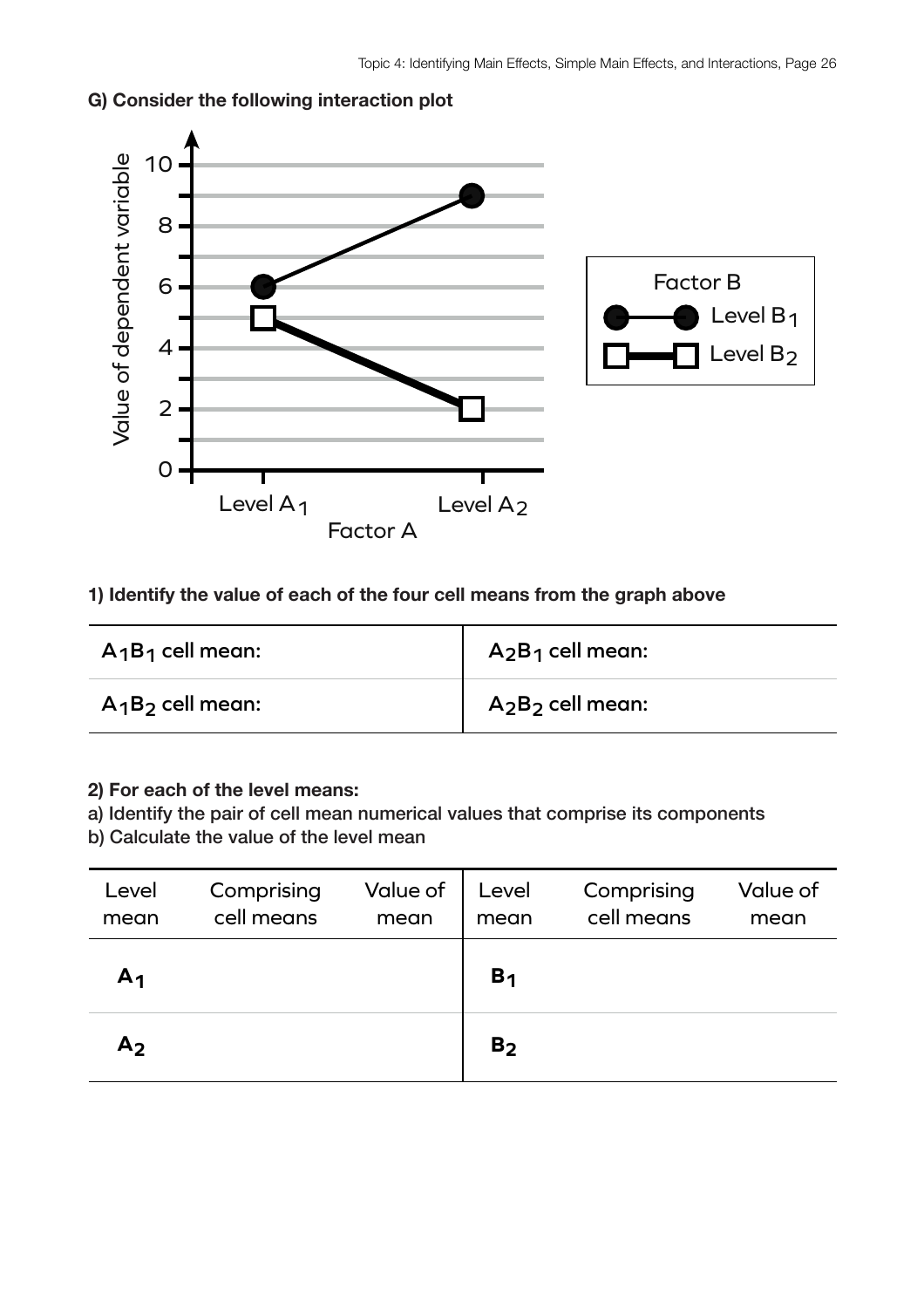**G) Consider the following interaction plot**

**1) Identify the value of each of the four cell means from the graph above**

| $A_1B_1$ cell mean: | $A_2B_1$ cell mean: |
|---|---|
| $A_1B_2$ cell mean: | $A_2B_2$ cell mean: |

**2) For each of the level means:**

a) Identify the pair of cell mean numerical values that comprise its components

b) Calculate the value of the level mean

| Level mean | Comprising cell means | Value of mean | Level mean | Comprising cell means | Value of mean |
|---|---|---|---|---|---|
| $A_1$ | | | $B_1$ | | |
| $A_2$ | | | $B_2$ | | |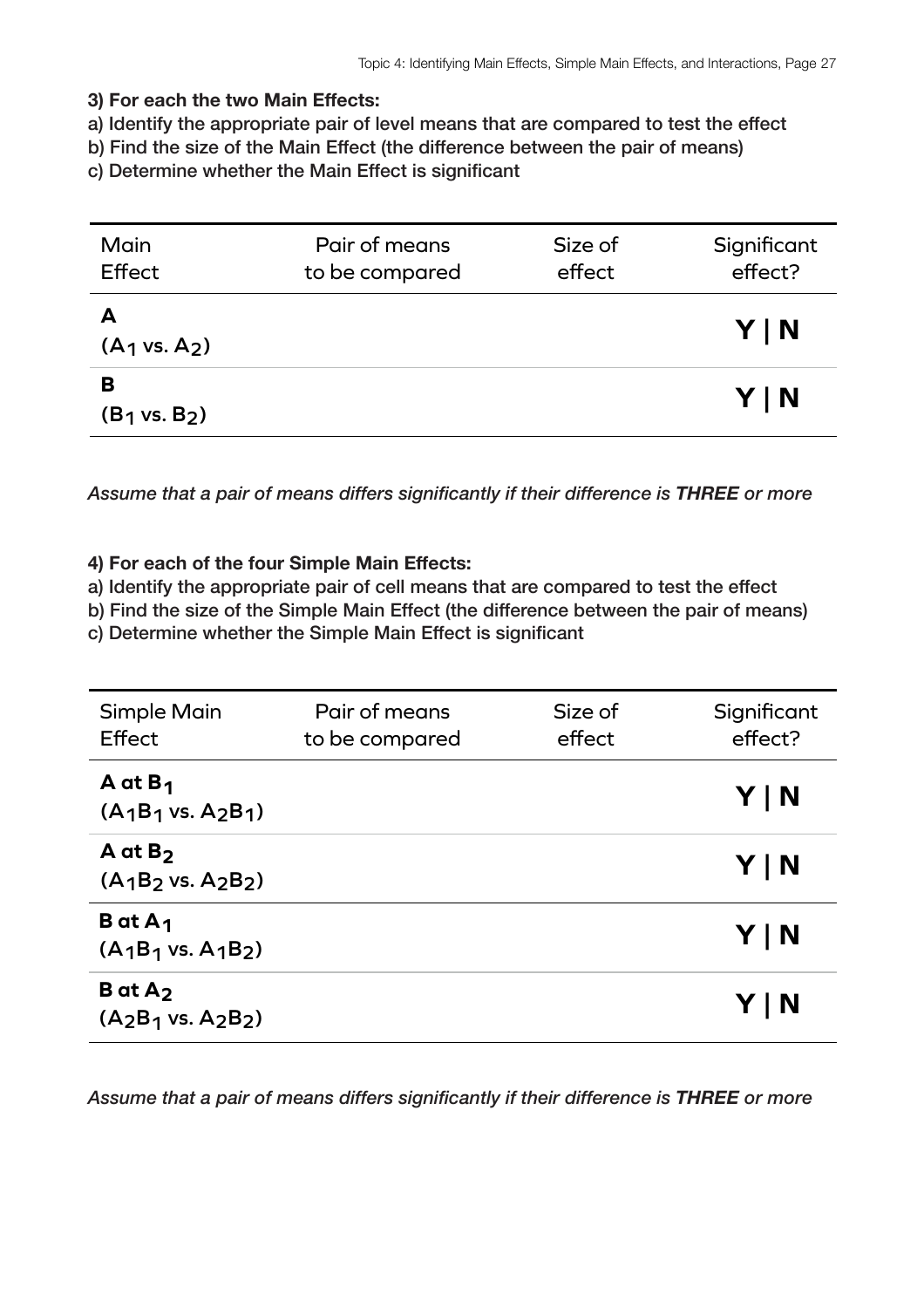**3) For each the two Main Effects:**

a) Identify the appropriate pair of level means that are compared to test the effect
b) Find the size of the Main Effect (the difference between the pair of means)
c) Determine whether the Main Effect is significant

| Main Effect | Pair of means to be compared | Size of effect | Significant effect? |
|---|---|---|---|
| **A** ($A_1$ vs. $A_2$) | | | **Y \| N** |
| **B** ($B_1$ vs. $B_2$) | | | **Y \| N** |

*Assume that a pair of means differs significantly if their difference is **THREE** or more*

**4) For each of the four Simple Main Effects:**

a) Identify the appropriate pair of cell means that are compared to test the effect
b) Find the size of the Simple Main Effect (the difference between the pair of means)
c) Determine whether the Simple Main Effect is significant

| Simple Main Effect | Pair of means to be compared | Size of effect | Significant effect? |
|---|---|---|---|
| **A at $B_1$** ($A_1B_1$ vs. $A_2B_1$) | | | **Y \| N** |
| **A at $B_2$** ($A_1B_2$ vs. $A_2B_2$) | | | **Y \| N** |
| **B at $A_1$** ($A_1B_1$ vs. $A_1B_2$) | | | **Y \| N** |
| **B at $A_2$** ($A_2B_1$ vs. $A_2B_2$) | | | **Y \| N** |

*Assume that a pair of means differs significantly if their difference is **THREE** or more*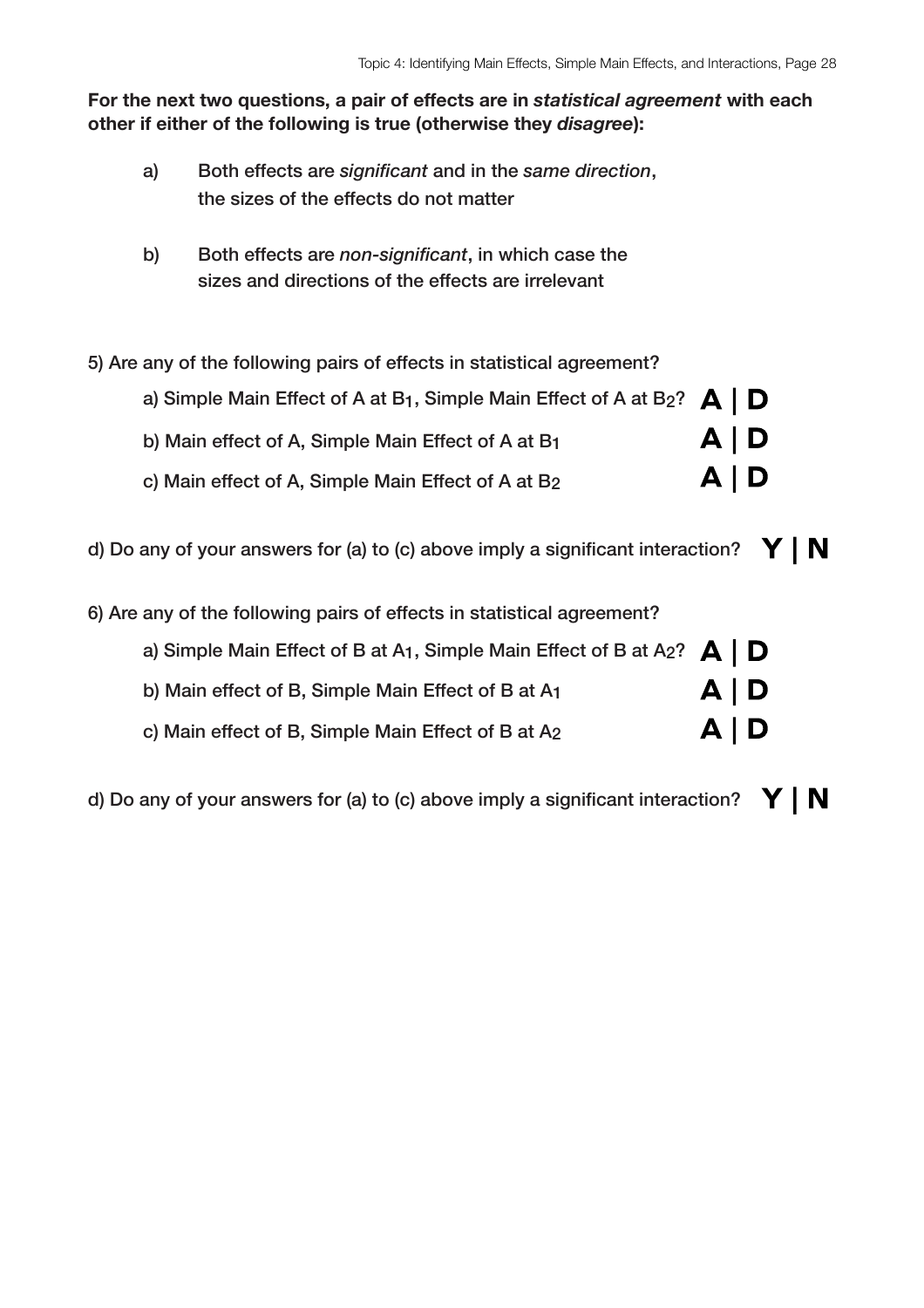**For the next two questions, a pair of effects are in *statistical agreement* with each other if either of the following is true (otherwise they *disagree*):**

a) Both effects are *significant* and in the *same direction*, the sizes of the effects do not matter

b) Both effects are *non-significant*, in which case the sizes and directions of the effects are irrelevant

5) Are any of the following pairs of effects in statistical agreement?

a) Simple Main Effect of A at $B_1$, Simple Main Effect of A at $B_2$? **A | D**

b) Main effect of A, Simple Main Effect of A at $B_1$ **A | D**

c) Main effect of A, Simple Main Effect of A at $B_2$ **A | D**

d) Do any of your answers for (a) to (c) above imply a significant interaction? **Y | N**

6) Are any of the following pairs of effects in statistical agreement?

a) Simple Main Effect of B at $A_1$, Simple Main Effect of B at $A_2$? **A | D**

b) Main effect of B, Simple Main Effect of B at $A_1$ **A | D**

c) Main effect of B, Simple Main Effect of B at $A_2$ **A | D**

d) Do any of your answers for (a) to (c) above imply a significant interaction? **Y | N**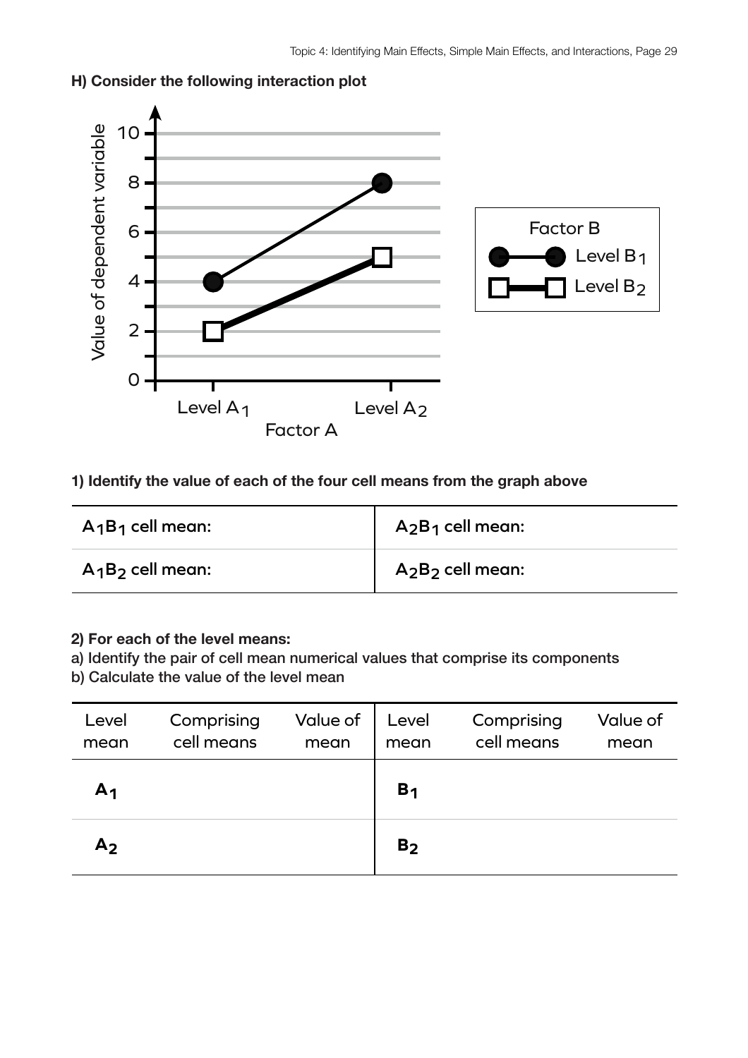**H) Consider the following interaction plot**

**1) Identify the value of each of the four cell means from the graph above**

| $A_1B_1$ cell mean: | $A_2B_1$ cell mean: |
|---|---|
| $A_1B_2$ cell mean: | $A_2B_2$ cell mean: |

**2) For each of the level means:**
a) Identify the pair of cell mean numerical values that comprise its components
b) Calculate the value of the level mean

| Level mean | Comprising cell means | Value of mean | Level mean | Comprising cell means | Value of mean |
|---|---|---|---|---|---|
| $A_1$ | | | $B_1$ | | |
| $A_2$ | | | $B_2$ | | |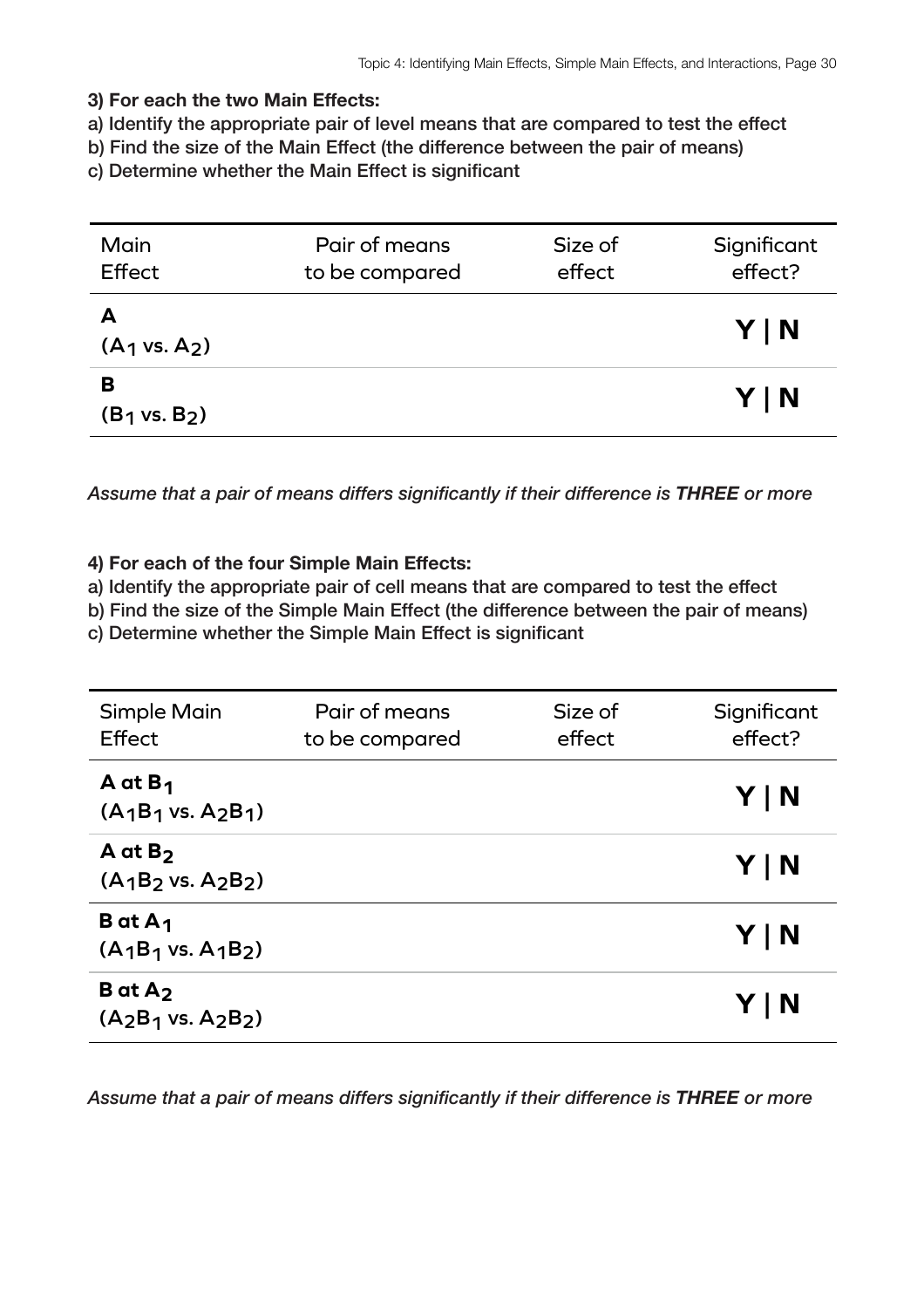**3) For each the two Main Effects:**

a) Identify the appropriate pair of level means that are compared to test the effect

b) Find the size of the Main Effect (the difference between the pair of means)

c) Determine whether the Main Effect is significant

| Main Effect | Pair of means to be compared | Size of effect | Significant effect? |
|---|---|---|---|
| **A** ($A_1$ vs. $A_2$) | | | **Y \| N** |
| **B** ($B_1$ vs. $B_2$) | | | **Y \| N** |

*Assume that a pair of means differs significantly if their difference is **THREE** or more*

**4) For each of the four Simple Main Effects:**

a) Identify the appropriate pair of cell means that are compared to test the effect

b) Find the size of the Simple Main Effect (the difference between the pair of means)

c) Determine whether the Simple Main Effect is significant

| Simple Main Effect | Pair of means to be compared | Size of effect | Significant effect? |
|---|---|---|---|
| **A at $B_1$** ($A_1B_1$ vs. $A_2B_1$) | | | **Y \| N** |
| **A at $B_2$** ($A_1B_2$ vs. $A_2B_2$) | | | **Y \| N** |
| **B at $A_1$** ($A_1B_1$ vs. $A_1B_2$) | | | **Y \| N** |
| **B at $A_2$** ($A_2B_1$ vs. $A_2B_2$) | | | **Y \| N** |

*Assume that a pair of means differs significantly if their difference is **THREE** or more*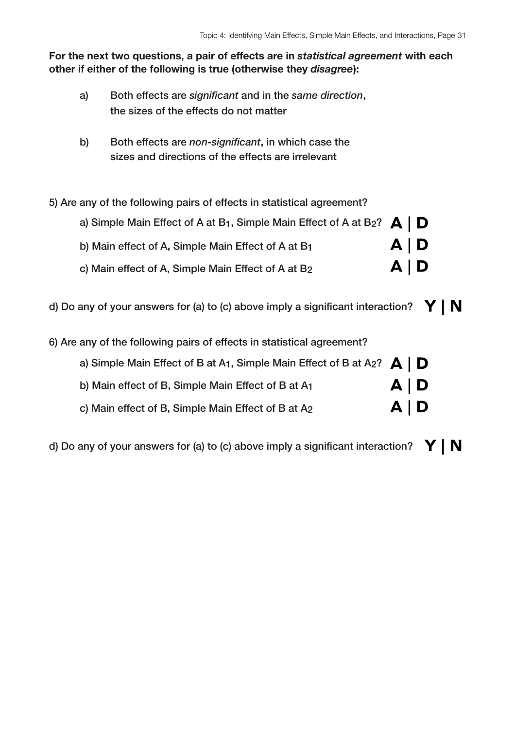**For the next two questions, a pair of effects are in *statistical agreement* with each other if either of the following is true (otherwise they *disagree*):**

a) Both effects are *significant* and in the *same direction*, the sizes of the effects do not matter

b) Both effects are *non-significant*, in which case the sizes and directions of the effects are irrelevant

5) Are any of the following pairs of effects in statistical agreement?

a) Simple Main Effect of A at $B_1$, Simple Main Effect of A at $B_2$? **A | D**

b) Main effect of A, Simple Main Effect of A at $B_1$ **A | D**

c) Main effect of A, Simple Main Effect of A at $B_2$ **A | D**

d) Do any of your answers for (a) to (c) above imply a significant interaction? **Y | N**

6) Are any of the following pairs of effects in statistical agreement?

a) Simple Main Effect of B at $A_1$, Simple Main Effect of B at $A_2$? **A | D**

b) Main effect of B, Simple Main Effect of B at $A_1$ **A | D**

c) Main effect of B, Simple Main Effect of B at $A_2$ **A | D**

d) Do any of your answers for (a) to (c) above imply a significant interaction? **Y | N**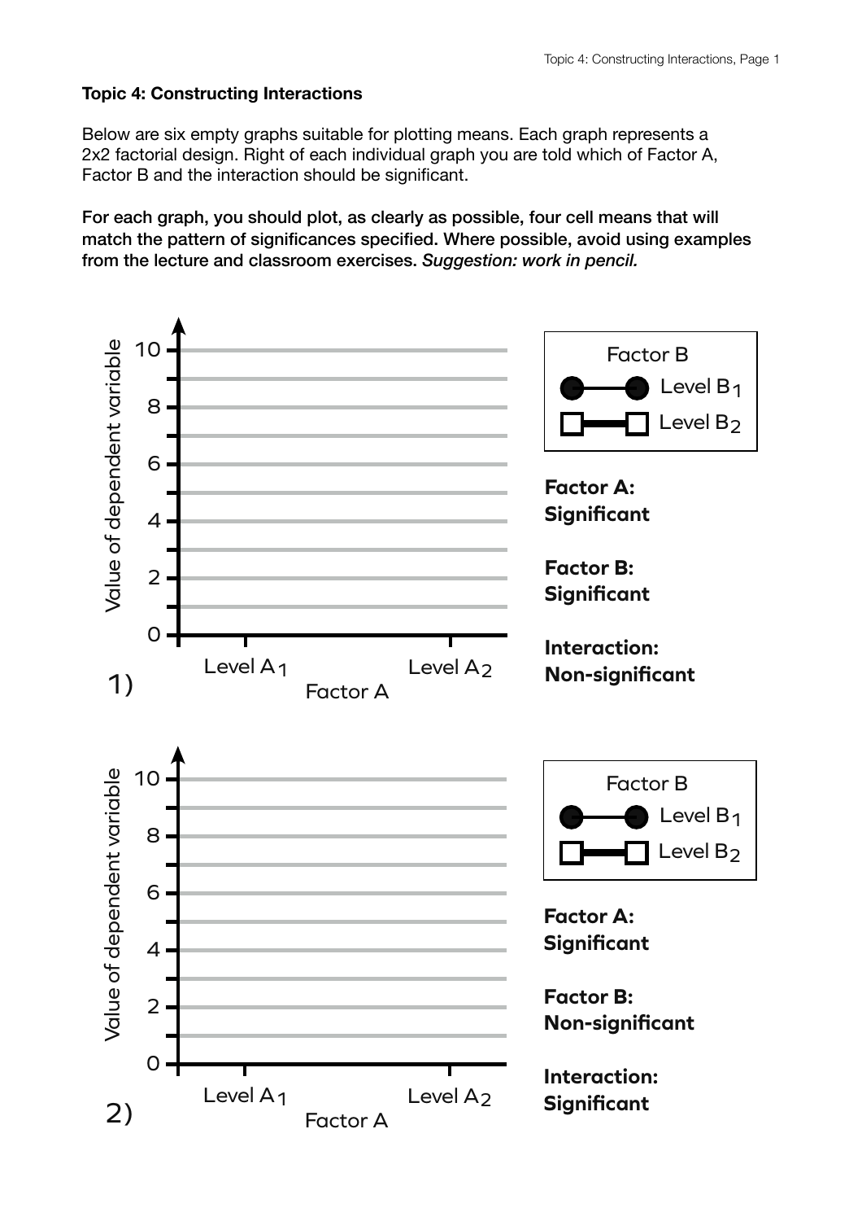**Topic 4: Constructing Interactions**

Below are six empty graphs suitable for plotting means. Each graph represents a 2x2 factorial design. Right of each individual graph you are told which of Factor A, Factor B and the interaction should be significant.

**For each graph, you should plot, as clearly as possible, four cell means that will match the pattern of significances specified. Where possible, avoid using examples from the lecture and classroom exercises.** ***Suggestion: work in pencil.***

1)

Value of dependent variable: 0, 2, 4, 6, 8, 10

Factor A: Level $A_1$, Level $A_2$

Factor B: Level $B_1$, Level $B_2$

**Factor A: Significant**

**Factor B: Significant**

**Interaction: Non-significant**

2)

Value of dependent variable: 0, 2, 4, 6, 8, 10

Factor A: Level $A_1$, Level $A_2$

Factor B: Level $B_1$, Level $B_2$

**Factor A: Significant**

**Factor B: Non-significant**

**Interaction: Significant**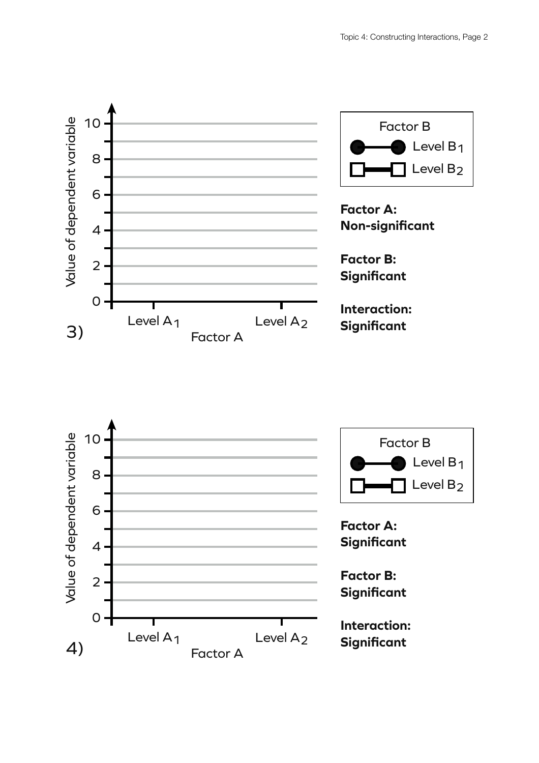3)

Value of dependent variable

10
8
6
4
2
0

Level $A_1$ &nbsp;&nbsp;&nbsp;&nbsp; Level $A_2$

Factor A

Factor B

Level $B_1$

Level $B_2$

**Factor A:**
**Non-significant**

**Factor B:**
**Significant**

**Interaction:**
**Significant**

4)

Value of dependent variable

10
8
6
4
2
0

Level $A_1$ &nbsp;&nbsp;&nbsp;&nbsp; Level $A_2$

Factor A

Factor B

Level $B_1$

Level $B_2$

**Factor A:**
**Significant**

**Factor B:**
**Significant**

**Interaction:**
**Significant**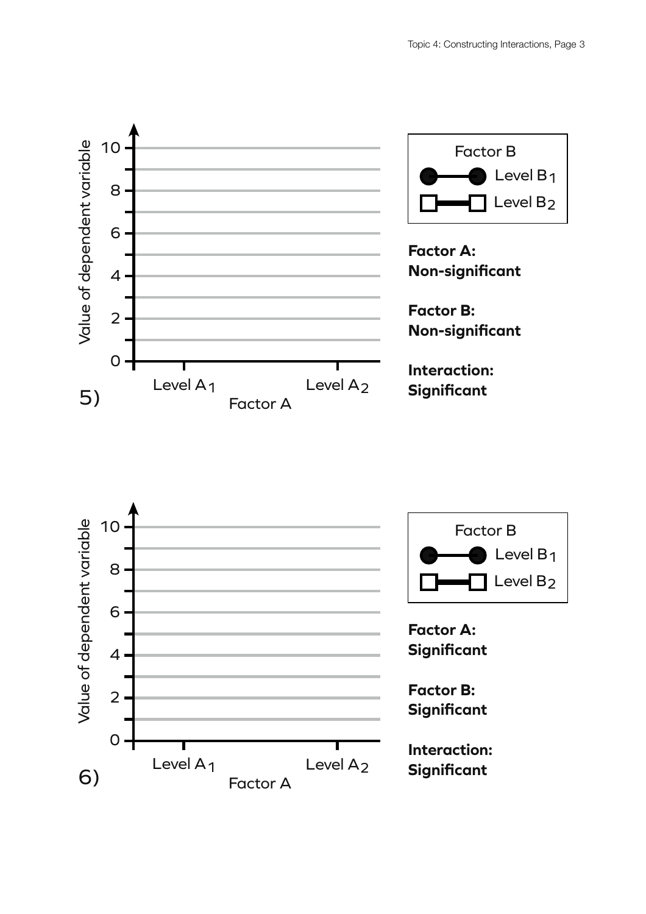5)

Value of dependent variable

10

8

6

4

2

0

Level $A_1$

Level $A_2$

Factor A

Factor B

Level $B_1$

Level $B_2$

**Factor A: Non-significant**

**Factor B: Non-significant**

**Interaction: Significant**

6)

Value of dependent variable

10

8

6

4

2

0

Level $A_1$

Level $A_2$

Factor A

Factor B

Level $B_1$

Level $B_2$

**Factor A: Significant**

**Factor B: Significant**

**Interaction: Significant**